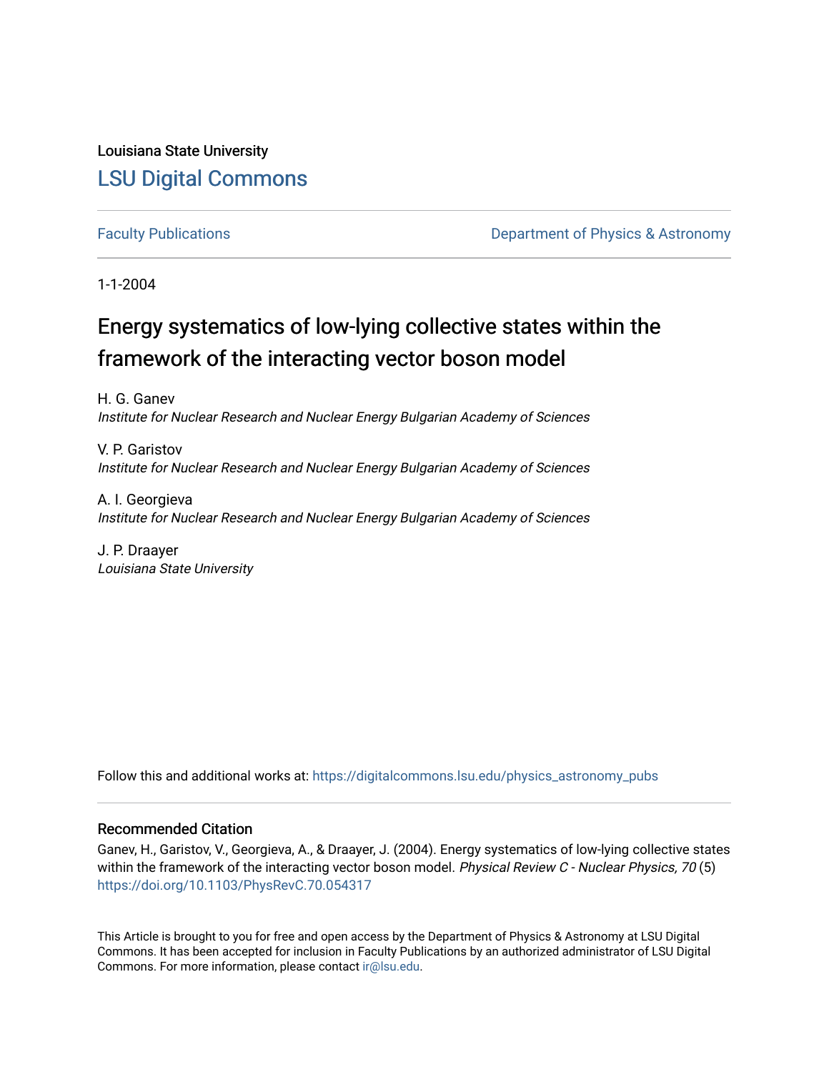Louisiana State University

# LSU Digital Commons

Faculty Publications

Department of Physics & Astronomy

1-1-2004

# Energy systematics of low-lying collective states within the framework of the interacting vector boson model

H. G. Ganev
*Institute for Nuclear Research and Nuclear Energy Bulgarian Academy of Sciences*

V. P. Garistov
*Institute for Nuclear Research and Nuclear Energy Bulgarian Academy of Sciences*

A. I. Georgieva
*Institute for Nuclear Research and Nuclear Energy Bulgarian Academy of Sciences*

J. P. Draayer
*Louisiana State University*

Follow this and additional works at: https://digitalcommons.lsu.edu/physics_astronomy_pubs

## Recommended Citation

Ganev, H., Garistov, V., Georgieva, A., & Draayer, J. (2004). Energy systematics of low-lying collective states within the framework of the interacting vector boson model. *Physical Review C - Nuclear Physics, 70* (5) https://doi.org/10.1103/PhysRevC.70.054317

This Article is brought to you for free and open access by the Department of Physics & Astronomy at LSU Digital Commons. It has been accepted for inclusion in Faculty Publications by an authorized administrator of LSU Digital Commons. For more information, please contact ir@lsu.edu.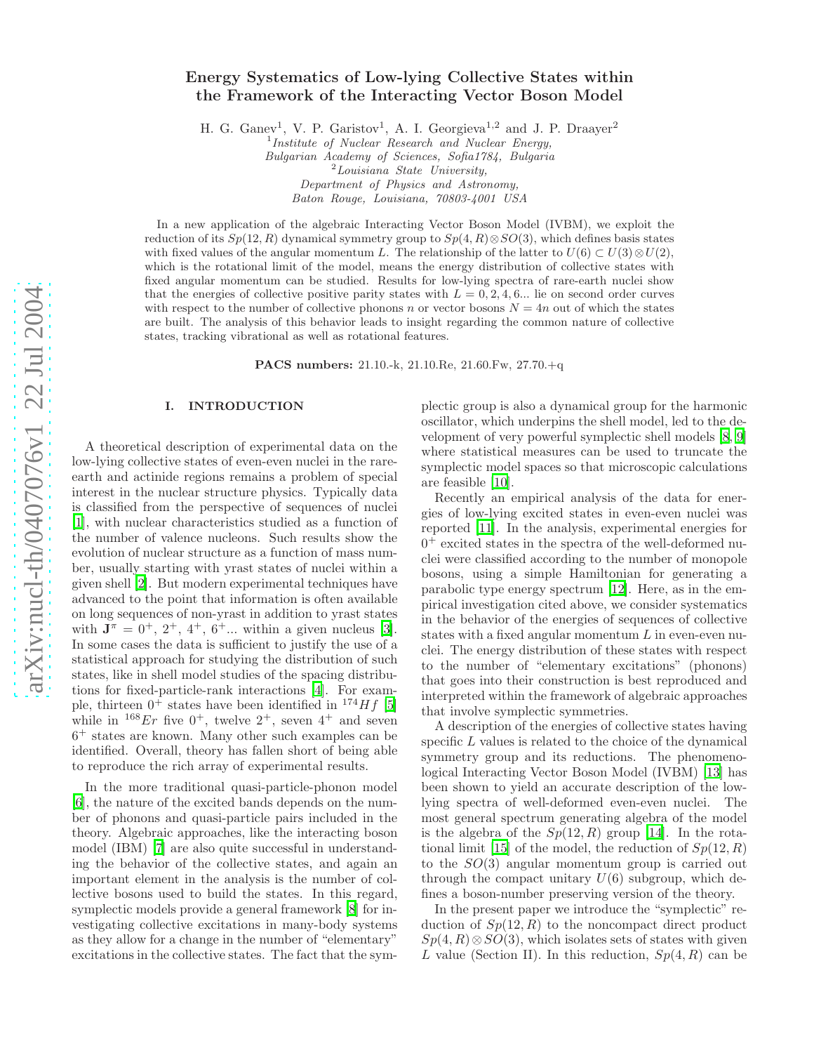# Energy Systematics of Low-lying Collective States within the Framework of the Interacting Vector Boson Model

H. G. Ganev[1], V. P. Garistov[1], A. I. Georgieva[1,2] and J. P. Draayer[2]

[1]*Institute of Nuclear Research and Nuclear Energy, Bulgarian Academy of Sciences, Sofia1784, Bulgaria*

[2]*Louisiana State University, Department of Physics and Astronomy, Baton Rouge, Louisiana, 70803-4001 USA*

In a new application of the algebraic Interacting Vector Boson Model (IVBM), we exploit the reduction of its $Sp(12, R)$ dynamical symmetry group to $Sp(4, R) \otimes SO(3)$, which defines basis states with fixed values of the angular momentum $L$. The relationship of the latter to $U(6) \subset U(3) \otimes U(2)$, which is the rotational limit of the model, means the energy distribution of collective states with fixed angular momentum can be studied. Results for low-lying spectra of rare-earth nuclei show that the energies of collective positive parity states with $L = 0, 2, 4, 6...$ lie on second order curves with respect to the number of collective phonons $n$ or vector bosons $N = 4n$ out of which the states are built. The analysis of this behavior leads to insight regarding the common nature of collective states, tracking vibrational as well as rotational features.

**PACS numbers:** 21.10.-k, 21.10.Re, 21.60.Fw, 27.70.+q

## I. INTRODUCTION

A theoretical description of experimental data on the low-lying collective states of even-even nuclei in the rare-earth and actinide regions remains a problem of special interest in the nuclear structure physics. Typically data is classified from the perspective of sequences of nuclei [1], with nuclear characteristics studied as a function of the number of valence nucleons. Such results show the evolution of nuclear structure as a function of mass number, usually starting with yrast states of nuclei within a given shell [2]. But modern experimental techniques have advanced to the point that information is often available on long sequences of non-yrast in addition to yrast states with $\mathbf{J}^{\pi} = 0^+, 2^+, 4^+, 6^+...$ within a given nucleus [3]. In some cases the data is sufficient to justify the use of a statistical approach for studying the distribution of such states, like in shell model studies of the spacing distributions for fixed-particle-rank interactions [4]. For example, thirteen $0^+$ states have been identified in $^{174}Hf$ [5] while in $^{168}Er$ five $0^+$, twelve $2^+$, seven $4^+$ and seven $6^+$ states are known. Many other such examples can be identified. Overall, theory has fallen short of being able to reproduce the rich array of experimental results.

In the more traditional quasi-particle-phonon model [6], the nature of the excited bands depends on the number of phonons and quasi-particle pairs included in the theory. Algebraic approaches, like the interacting boson model (IBM) [7] are also quite successful in understanding the behavior of the collective states, and again an important element in the analysis is the number of collective bosons used to build the states. In this regard, symplectic models provide a general framework [8] for investigating collective excitations in many-body systems as they allow for a change in the number of "elementary" excitations in the collective states. The fact that the symplectic group is also a dynamical group for the harmonic oscillator, which underpins the shell model, led to the development of very powerful symplectic shell models [8, 9] where statistical measures can be used to truncate the symplectic model spaces so that microscopic calculations are feasible [10].

Recently an empirical analysis of the data for energies of low-lying excited states in even-even nuclei was reported [11]. In the analysis, experimental energies for $0^+$ excited states in the spectra of the well-deformed nuclei were classified according to the number of monopole bosons, using a simple Hamiltonian for generating a parabolic type energy spectrum [12]. Here, as in the empirical investigation cited above, we consider systematics in the behavior of the energies of sequences of collective states with a fixed angular momentum $L$ in even-even nuclei. The energy distribution of these states with respect to the number of "elementary excitations" (phonons) that goes into their construction is best reproduced and interpreted within the framework of algebraic approaches that involve symplectic symmetries.

A description of the energies of collective states having specific $L$ values is related to the choice of the dynamical symmetry group and its reductions. The phenomenological Interacting Vector Boson Model (IVBM) [13] has been shown to yield an accurate description of the low-lying spectra of well-deformed even-even nuclei. The most general spectrum generating algebra of the model is the algebra of the $Sp(12, R)$ group [14]. In the rotational limit [15] of the model, the reduction of $Sp(12, R)$ to the $SO(3)$ angular momentum group is carried out through the compact unitary $U(6)$ subgroup, which defines a boson-number preserving version of the theory.

In the present paper we introduce the "symplectic" reduction of $Sp(12, R)$ to the noncompact direct product $Sp(4, R) \otimes SO(3)$, which isolates sets of states with given $L$ value (Section II). In this reduction, $Sp(4, R)$ can be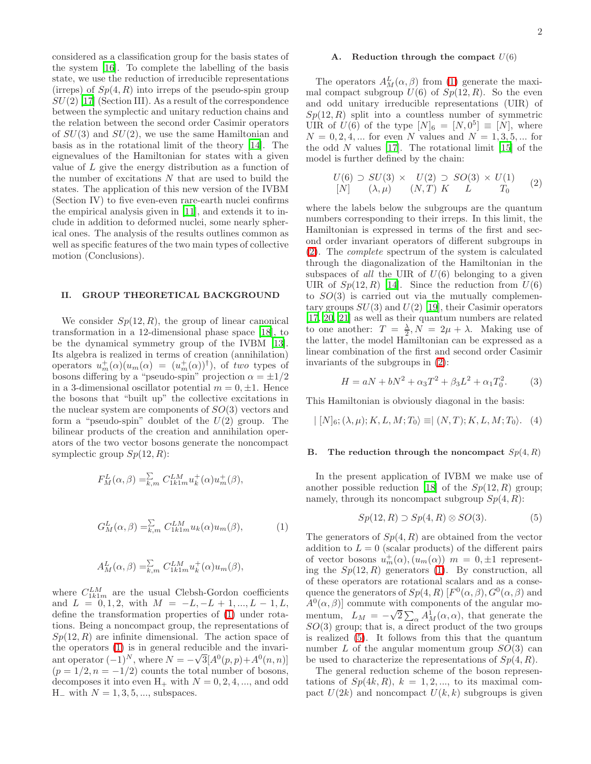considered as a classification group for the basis states of the system [16]. To complete the labelling of the basis state, we use the reduction of irreducible representations (irreps) of $Sp(4,R)$ into irreps of the pseudo-spin group $SU(2)$ [17] (Section III). As a result of the correspondence between the symplectic and unitary reduction chains and the relation between the second order Casimir operators of $SU(3)$ and $SU(2)$, we use the same Hamiltonian and basis as in the rotational limit of the theory [14]. The eignevalues of the Hamiltonian for states with a given value of $L$ give the energy distribution as a function of the number of excitations $N$ that are used to build the states. The application of this new version of the IVBM (Section IV) to five even-even rare-earth nuclei confirms the empirical analysis given in [11], and extends it to include in addition to deformed nuclei, some nearly spherical ones. The analysis of the results outlines common as well as specific features of the two main types of collective motion (Conclusions).

## II. GROUP THEORETICAL BACKGROUND

We consider $Sp(12,R)$, the group of linear canonical transformation in a 12-dimensional phase space [18], to be the dynamical symmetry group of the IVBM [13]. Its algebra is realized in terms of creation (annihilation) operators $u_m^+(\alpha)(u_m(\alpha) = (u_m^+(\alpha))^\dagger)$, of *two* types of bosons differing by a "pseudo-spin" projection $\alpha = \pm 1/2$ in a 3-dimensional oscillator potential $m = 0, \pm 1$. Hence the bosons that "built up" the collective excitations in the nuclear system are components of $SO(3)$ vectors and form a "pseudo-spin" doublet of the $U(2)$ group. The bilinear products of the creation and annihilation operators of the two vector bosons generate the noncompact symplectic group $Sp(12,R)$:

$$F_M^L(\alpha,\beta) = \sum_{k,m} C_{1k1m}^{LM} u_k^+(\alpha) u_m^+(\beta),$$

$$G_M^L(\alpha,\beta) = \sum_{k,m} C_{1k1m}^{LM} u_k(\alpha) u_m(\beta), \qquad (1)$$

$$A_M^L(\alpha,\beta) = \sum_{k,m} C_{1k1m}^{LM} u_k^+(\alpha) u_m(\beta),$$

where $C_{1k1m}^{LM}$ are the usual Clebsh-Gordon coefficients and $L = 0,1,2$, with $M = -L, -L+1, ..., L-1, L$, define the transformation properties of (1) under rotations. Being a noncompact group, the representations of $Sp(12,R)$ are infinite dimensional. The action space of the operators (1) is in general reducible and the invariant operator $(-1)^N$, where $N = -\sqrt{3}[A^0(p,p) + A^0(n,n)]$ $(p = 1/2, n = -1/2)$ counts the total number of bosons, decomposes it into even $H_+$ with $N = 0,2,4,...$, and odd $H_-$ with $N = 1,3,5,...$, subspaces.

### A. Reduction through the compact $U(6)$

The operators $A_M^L(\alpha,\beta)$ from (1) generate the maximal compact subgroup $U(6)$ of $Sp(12,R)$. So the even and odd unitary irreducible representations (UIR) of $Sp(12,R)$ split into a countless number of symmetric UIR of $U(6)$ of the type $[N]_6 = [N,0^5] \equiv [N]$, where $N = 0,2,4,...$ for even $N$ values and $N = 1,3,5,...$ for the odd $N$ values [17]. The rotational limit [15] of the model is further defined by the chain:

$$\begin{array}{ccccccc} U(6) \supset & SU(3) \times & U(2) \supset & SO(3) & \times & U(1) \\ {[N]} & (\lambda,\mu) & (N,T)\ K & L & & T_0 \end{array} \qquad (2)$$

where the labels below the subgroups are the quantum numbers corresponding to their irreps. In this limit, the Hamiltonian is expressed in terms of the first and second order invariant operators of different subgroups in (2). The *complete* spectrum of the system is calculated through the diagonalization of the Hamiltonian in the subspaces of *all* the UIR of $U(6)$ belonging to a given UIR of $Sp(12,R)$ [14]. Since the reduction from $U(6)$ to $SO(3)$ is carried out via the mutually complementary groups $SU(3)$ and $U(2)$ [19], their Casimir operators [17, 20, 21] as well as their quantum numbers are related to one another: $T = \frac{\lambda}{2}, N = 2\mu + \lambda$. Making use of the latter, the model Hamiltonian can be expressed as a linear combination of the first and second order Casimir invariants of the subgroups in (2):

$$H = aN + bN^2 + \alpha_3 T^2 + \beta_3 L^2 + \alpha_1 T_0^2. \qquad (3)$$

This Hamiltonian is obviously diagonal in the basis:

$$|\,[N]_6; (\lambda,\mu); K, L, M; T_0\rangle \equiv |\,(N,T); K, L, M; T_0\rangle. \quad (4)$$

### B. The reduction through the noncompact $Sp(4,R)$

In the present application of IVBM we make use of another possible reduction [18] of the $Sp(12,R)$ group; namely, through its noncompact subgroup $Sp(4,R)$:

$$Sp(12,R) \supset Sp(4,R) \otimes SO(3). \qquad (5)$$

The generators of $Sp(4,R)$ are obtained from the vector addition to $L = 0$ (scalar products) of the different pairs of vector bosons $u_m^+(\alpha), (u_m(\alpha))$ $m = 0, \pm 1$ representing the $Sp(12,R)$ generators (1). By construction, all of these operators are rotational scalars and as a consequence the generators of $Sp(4,R)$ $[F^0(\alpha,\beta), G^0(\alpha,\beta)$ and $A^0(\alpha,\beta)]$ commute with components of the angular momentum, $L_M = -\sqrt{2}\sum_\alpha A_M^1(\alpha,\alpha)$, that generate the $SO(3)$ group; that is, a direct product of the two groups is realized (5). It follows from this that the quantum number $L$ of the angular momentum group $SO(3)$ can be used to characterize the representations of $Sp(4,R)$.

The general reduction scheme of the boson representations of $Sp(4k,R)$, $k = 1,2,...$, to its maximal compact $U(2k)$ and noncompact $U(k,k)$ subgroups is given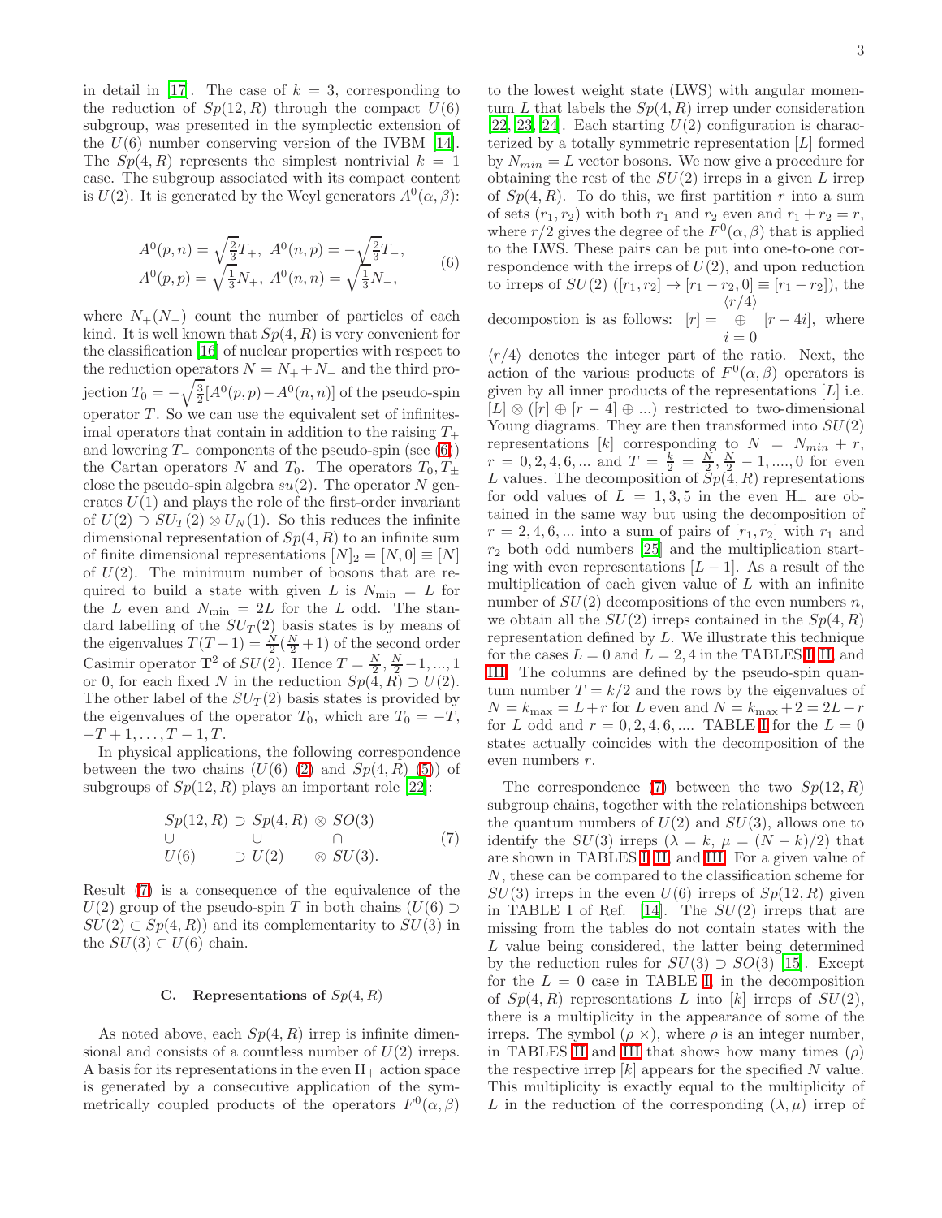in detail in [17]. The case of $k = 3$, corresponding to the reduction of $Sp(12,R)$ through the compact $U(6)$ subgroup, was presented in the symplectic extension of the $U(6)$ number conserving version of the IVBM [14]. The $Sp(4,R)$ represents the simplest nontrivial $k = 1$ case. The subgroup associated with its compact content is $U(2)$. It is generated by the Weyl generators $A^0(\alpha,\beta)$:

$$
\begin{aligned}
A^0(p,n) &= \sqrt{\tfrac{2}{3}}T_+,\ A^0(n,p) = -\sqrt{\tfrac{2}{3}}T_-,\\
A^0(p,p) &= \sqrt{\tfrac{1}{3}}N_+,\ A^0(n,n) = \sqrt{\tfrac{1}{3}}N_-,
\end{aligned}
\tag{6}
$$

where $N_+ (N_-)$ count the number of particles of each kind. It is well known that $Sp(4,R)$ is very convenient for the classification [16] of nuclear properties with respect to the reduction operators $N = N_+ + N_-$ and the third projection $T_0 = -\sqrt{\frac{3}{2}}[A^0(p,p) - A^0(n,n)]$ of the pseudo-spin operator $T$. So we can use the equivalent set of infinitesimal operators that contain in addition to the raising $T_+$ and lowering $T_-$ components of the pseudo-spin (see (6)) the Cartan operators $N$ and $T_0$. The operators $T_0, T_\pm$ close the pseudo-spin algebra $su(2)$. The operator $N$ generates $U(1)$ and plays the role of the first-order invariant of $U(2) \supset SU_T(2) \otimes U_N(1)$. So this reduces the infinite dimensional representation of $Sp(4,R)$ to an infinite sum of finite dimensional representations $[N]_2 = [N,0] \equiv [N]$ of $U(2)$. The minimum number of bosons that are required to build a state with given $L$ is $N_{\min} = L$ for the $L$ even and $N_{\min} = 2L$ for the $L$ odd. The standard labelling of the $SU_T(2)$ basis states is by means of the eigenvalues $T(T+1) = \frac{N}{2}(\frac{N}{2}+1)$ of the second order Casimir operator $\mathbf{T}^2$ of $SU(2)$. Hence $T = \frac{N}{2}, \frac{N}{2}-1, ..., 1$ or 0, for each fixed $N$ in the reduction $Sp(4,R) \supset U(2)$. The other label of the $SU_T(2)$ basis states is provided by the eigenvalues of the operator $T_0$, which are $T_0 = -T, -T+1, \ldots, T-1, T$.

In physical applications, the following correspondence between the two chains ($U(6)$ (2) and $Sp(4,R)$ (5)) of subgroups of $Sp(12,R)$ plays an important role [22]:

$$
\begin{array}{ccccc}
Sp(12,R) & \supset & Sp(4,R) & \otimes & SO(3)\\
\cup & & \cup & & \cap\\
U(6) & \supset & U(2) & \otimes & SU(3).
\end{array}
\tag{7}
$$

Result (7) is a consequence of the equivalence of the $U(2)$ group of the pseudo-spin $T$ in both chains ($U(6) \supset SU(2) \subset Sp(4,R)$) and its complementarity to $SU(3)$ in the $SU(3) \subset U(6)$ chain.

### C. Representations of $Sp(4,R)$

As noted above, each $Sp(4,R)$ irrep is infinite dimensional and consists of a countless number of $U(2)$ irreps. A basis for its representations in the even $H_+$ action space is generated by a consecutive application of the symmetrically coupled products of the operators $F^0(\alpha,\beta)$ to the lowest weight state (LWS) with angular momentum $L$ that labels the $Sp(4,R)$ irrep under consideration [22, 23, 24]. Each starting $U(2)$ configuration is characterized by a totally symmetric representation $[L]$ formed by $N_{min} = L$ vector bosons. We now give a procedure for obtaining the rest of the $SU(2)$ irreps in a given $L$ irrep of $Sp(4,R)$. To do this, we first partition $r$ into a sum of sets $(r_1, r_2)$ with both $r_1$ and $r_2$ even and $r_1 + r_2 = r$, where $r/2$ gives the degree of the $F^0(\alpha,\beta)$ that is applied to the LWS. These pairs can be put into one-to-one correspondence with the irreps of $U(2)$, and upon reduction to irreps of $SU(2)$ ($[r_1, r_2] \to [r_1 - r_2, 0] \equiv [r_1 - r_2]$), the decompostion is as follows: $[r] = \bigoplus_{i=0}^{\langle r/4 \rangle} [r - 4i]$, where $\langle r/4 \rangle$ denotes the integer part of the ratio. Next, the action of the various products of $F^0(\alpha,\beta)$ operators is given by all inner products of the representations $[L]$ i.e. $[L] \otimes ([r] \oplus [r-4] \oplus ...)$ restricted to two-dimensional Young diagrams. They are then transformed into $SU(2)$ representations $[k]$ corresponding to $N = N_{min} + r$, $r = 0, 2, 4, 6, ...$ and $T = \frac{k}{2} = \frac{N}{2}, \frac{N}{2} - 1, ...., 0$ for even $L$ values. The decomposition of $Sp(4,R)$ representations for odd values of $L = 1, 3, 5$ in the even $H_+$ are obtained in the same way but using the decomposition of $r = 2, 4, 6, ...$ into a sum of pairs of $[r_1, r_2]$ with $r_1$ and $r_2$ both odd numbers [25] and the multiplication starting with even representations $[L-1]$. As a result of the multiplication of each given value of $L$ with an infinite number of $SU(2)$ decompositions of the even numbers $n$, we obtain all the $SU(2)$ irreps contained in the $Sp(4,R)$ representation defined by $L$. We illustrate this technique for the cases $L = 0$ and $L = 2, 4$ in the TABLES I, II, and III. The columns are defined by the pseudo-spin quantum number $T = k/2$ and the rows by the eigenvalues of $N = k_{\max} = L + r$ for $L$ even and $N = k_{\max} + 2 = 2L + r$ for $L$ odd and $r = 0, 2, 4, 6, ....$ TABLE I for the $L = 0$ states actually coincides with the decomposition of the even numbers $r$.

The correspondence (7) between the two $Sp(12,R)$ subgroup chains, together with the relationships between the quantum numbers of $U(2)$ and $SU(3)$, allows one to identify the $SU(3)$ irreps ($\lambda = k$, $\mu = (N-k)/2$) that are shown in TABLES I, II, and III. For a given value of $N$, these can be compared to the classification scheme for $SU(3)$ irreps in the even $U(6)$ irreps of $Sp(12,R)$ given in TABLE I of Ref. [14]. The $SU(2)$ irreps that are missing from the tables do not contain states with the $L$ value being considered, the latter being determined by the reduction rules for $SU(3) \supset SO(3)$ [15]. Except for the $L = 0$ case in TABLE I, in the decomposition of $Sp(4,R)$ representations $L$ into $[k]$ irreps of $SU(2)$, there is a multiplicity in the appearance of some of the irreps. The symbol $(\rho\ \times)$, where $\rho$ is an integer number, in TABLES II and III that shows how many times $(\rho)$ the respective irrep $[k]$ appears for the specified $N$ value. This multiplicity is exactly equal to the multiplicity of $L$ in the reduction of the corresponding $(\lambda,\mu)$ irrep of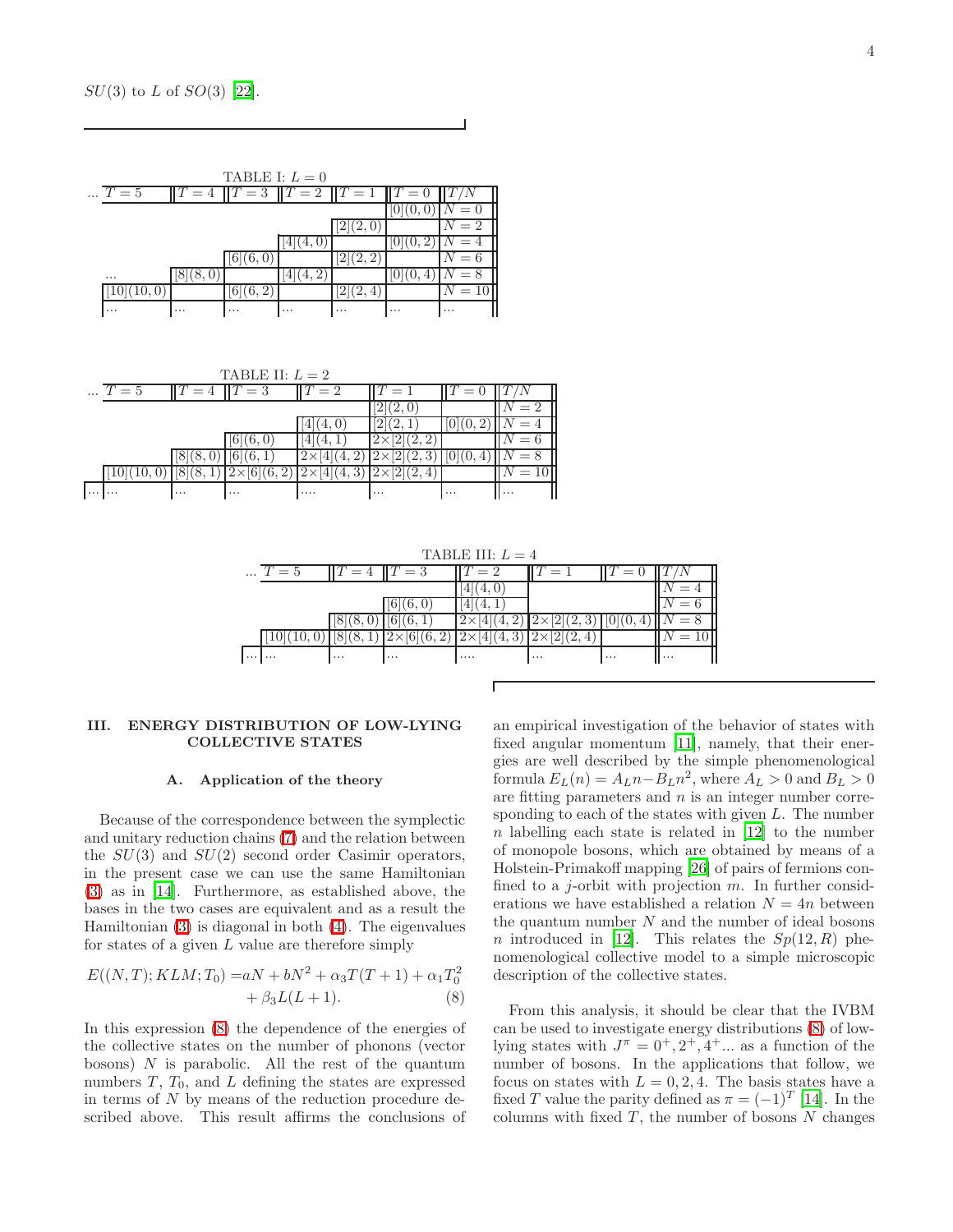$SU(3)$ to $L$ of $SO(3)$ [22].

TABLE I: $L = 0$

| ... $T=5$ | $T=4$ | $T=3$ | $T=2$ | $T=1$ | $T=0$ | $T/N$ |
|---|---|---|---|---|---|---|
| | | | | | [0](0,0) | $N=0$ |
| | | | | [2](2,0) | | $N=2$ |
| | | | [4](4,0) | | [0](0,2) | $N=4$ |
| | | [6](6,0) | | [2](2,2) | | $N=6$ |
| ... | [8](8,0) | | [4](4,2) | | [0](0,4) | $N=8$ |
| [10](10,0) | | [6](6,2) | | [2](2,4) | | $N=10$ |
| ... | ... | ... | ... | ... | ... | ... |

TABLE II: $L = 2$

| ... $T=5$ | $T=4$ | $T=3$ | $T=2$ | $T=1$ | $T=0$ | $T/N$ |
|---|---|---|---|---|---|---|
| | | | | [2](2,0) | | $N=2$ |
| | | | [4](4,0) | [2](2,1) | [0](0,2) | $N=4$ |
| | | [6](6,0) | [4](4,1) | 2×[2](2,2) | | $N=6$ |
| | [8](8,0) | [6](6,1) | 2×[4](4,2) | 2×[2](2,3) | [0](0,4) | $N=8$ |
| [10](10,0) | [8](8,1) | 2×[6](6,2) | 2×[4](4,3) | 2×[2](2,4) | | $N=10$ |
| ... | ... | ... | .... | ... | ... | ... |

TABLE III: $L = 4$

| ... $T=5$ | $T=4$ | $T=3$ | $T=2$ | $T=1$ | $T=0$ | $T/N$ |
|---|---|---|---|---|---|---|
| | | | [4](4,0) | | | $N=4$ |
| | | [6](6,0) | [4](4,1) | | | $N=6$ |
| | [8](8,0) | [6](6,1) | 2×[4](4,2) | 2×[2](2,3) | [0](0,4) | $N=8$ |
| [10](10,0) | [8](8,1) | 2×[6](6,2) | 2×[4](4,3) | 2×[2](2,4) | | $N=10$ |
| ... | ... | ... | .... | ... | ... | ... |

## III. ENERGY DISTRIBUTION OF LOW-LYING COLLECTIVE STATES

### A. Application of the theory

Because of the correspondence between the symplectic and unitary reduction chains (7) and the relation between the $SU(3)$ and $SU(2)$ second order Casimir operators, in the present case we can use the same Hamiltonian (3) as in [14]. Furthermore, as established above, the bases in the two cases are equivalent and as a result the Hamiltonian (3) is diagonal in both (4). The eigenvalues for states of a given $L$ value are therefore simply

$$E((N,T);KLM;T_0) = aN + bN^2 + \alpha_3 T(T+1) + \alpha_1 T_0^2 + \beta_3 L(L+1). \tag{8}$$

In this expression (8) the dependence of the energies of the collective states on the number of phonons (vector bosons) $N$ is parabolic. All the rest of the quantum numbers $T$, $T_0$, and $L$ defining the states are expressed in terms of $N$ by means of the reduction procedure described above. This result affirms the conclusions of an empirical investigation of the behavior of states with fixed angular momentum [11], namely, that their energies are well described by the simple phenomenological formula $E_L(n) = A_L n - B_L n^2$, where $A_L > 0$ and $B_L > 0$ are fitting parameters and $n$ is an integer number corresponding to each of the states with given $L$. The number $n$ labelling each state is related in [12] to the number of monopole bosons, which are obtained by means of a Holstein-Primakoff mapping [26] of pairs of fermions confined to a $j$-orbit with projection $m$. In further considerations we have established a relation $N = 4n$ between the quantum number $N$ and the number of ideal bosons $n$ introduced in [12]. This relates the $Sp(12,R)$ phenomenological collective model to a simple microscopic description of the collective states.

From this analysis, it should be clear that the IVBM can be used to investigate energy distributions (8) of low-lying states with $J^\pi = 0^+, 2^+, 4^+ ...$ as a function of the number of bosons. In the applications that follow, we focus on states with $L = 0, 2, 4$. The basis states have a fixed $T$ value the parity defined as $\pi = (-1)^T$ [14]. In the columns with fixed $T$, the number of bosons $N$ changes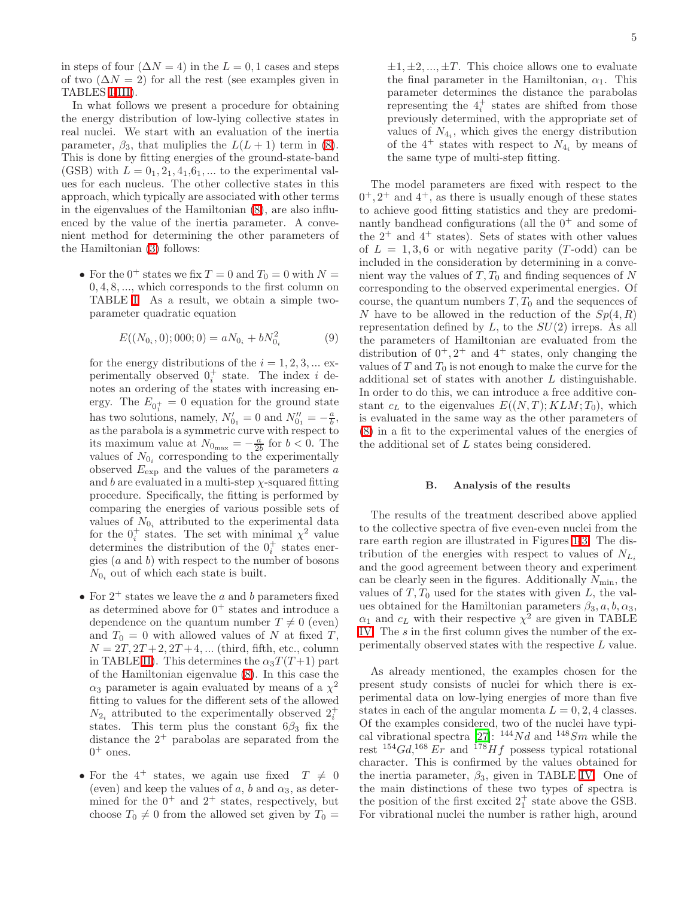in steps of four ($\Delta N = 4$) in the $L = 0, 1$ cases and steps of two ($\Delta N = 2$) for all the rest (see examples given in TABLES I-III).

In what follows we present a procedure for obtaining the energy distribution of low-lying collective states in real nuclei. We start with an evaluation of the inertia parameter, $\beta_3$, that muliplies the $L(L+1)$ term in (8). This is done by fitting energies of the ground-state-band (GSB) with $L = 0_1, 2_1, 4_1, 6_1, ...$ to the experimental values for each nucleus. The other collective states in this approach, which typically are associated with other terms in the eigenvalues of the Hamiltonian (8), are also influenced by the value of the inertia parameter. A convenient method for determining the other parameters of the Hamiltonian (3) follows:

- For the $0^+$ states we fix $T = 0$ and $T_0 = 0$ with $N = 0, 4, 8, ...$, which corresponds to the first column on TABLE I. As a result, we obtain a simple two-parameter quadratic equation

$$E((N_{0_i}, 0); 000; 0) = aN_{0_i} + bN_{0_i}^2 \tag{9}$$

  for the energy distributions of the $i = 1, 2, 3, ...$ experimentally observed $0_i^+$ state. The index $i$ denotes an ordering of the states with increasing energy. The $E_{0_1^+} = 0$ equation for the ground state has two solutions, namely, $N'_{0_1} = 0$ and $N''_{0_1} = -\frac{a}{b}$, as the parabola is a symmetric curve with respect to its maximum value at $N_{0_{\max}} = -\frac{a}{2b}$ for $b < 0$. The values of $N_{0_i}$ corresponding to the experimentally observed $E_{\exp}$ and the values of the parameters $a$ and $b$ are evaluated in a multi-step $\chi$-squared fitting procedure. Specifically, the fitting is performed by comparing the energies of various possible sets of values of $N_{0_i}$ attributed to the experimental data for the $0_i^+$ states. The set with minimal $\chi^2$ value determines the distribution of the $0_i^+$ states energies ($a$ and $b$) with respect to the number of bosons $N_{0_i}$ out of which each state is built.

- For $2^+$ states we leave the $a$ and $b$ parameters fixed as determined above for $0^+$ states and introduce a dependence on the quantum number $T \neq 0$ (even) and $T_0 = 0$ with allowed values of $N$ at fixed $T$, $N = 2T, 2T+2, 2T+4, ...$ (third, fifth, etc., column in TABLE III). This determines the $\alpha_3 T(T+1)$ part of the Hamiltonian eigenvalue (8). In this case the $\alpha_3$ parameter is again evaluated by means of a $\chi^2$ fitting to values for the different sets of the allowed $N_{2_i}$ attributed to the experimentally observed $2_i^+$ states. This term plus the constant $6\beta_3$ fix the distance the $2^+$ parabolas are separated from the $0^+$ ones.

- For the $4^+$ states, we again use fixed $T \neq 0$ (even) and keep the values of $a$, $b$ and $\alpha_3$, as determined for the $0^+$ and $2^+$ states, respectively, but choose $T_0 \neq 0$ from the allowed set given by $T_0 = \pm1, \pm2, ..., \pm T$. This choice allows one to evaluate the final parameter in the Hamiltonian, $\alpha_1$. This parameter determines the distance the parabolas representing the $4_i^+$ states are shifted from those previously determined, with the appropriate set of values of $N_{4_i}$, which gives the energy distribution of the $4^+$ states with respect to $N_{4_i}$ by means of the same type of multi-step fitting.

The model parameters are fixed with respect to the $0^+, 2^+$ and $4^+$, as there is usually enough of these states to achieve good fitting statistics and they are predominantly bandhead configurations (all the $0^+$ and some of the $2^+$ and $4^+$ states). Sets of states with other values of $L = 1, 3, 6$ or with negative parity ($T$-odd) can be included in the consideration by determining in a convenient way the values of $T, T_0$ and finding sequences of $N$ corresponding to the observed experimental energies. Of course, the quantum numbers $T, T_0$ and the sequences of $N$ have to be allowed in the reduction of the $Sp(4,R)$ representation defined by $L$, to the $SU(2)$ irreps. As all the parameters of Hamiltonian are evaluated from the distribution of $0^+, 2^+$ and $4^+$ states, only changing the values of $T$ and $T_0$ is not enough to make the curve for the additional set of states with another $L$ distinguishable. In order to do this, we can introduce a free additive constant $c_L$ to the eigenvalues $E((N,T); KLM; T_0)$, which is evaluated in the same way as the other parameters of (8) in a fit to the experimental values of the energies of the additional set of $L$ states being considered.

### B. Analysis of the results

The results of the treatment described above applied to the collective spectra of five even-even nuclei from the rare earth region are illustrated in Figures 1-3. The distribution of the energies with respect to values of $N_{L_i}$ and the good agreement between theory and experiment can be clearly seen in the figures. Additionally $N_{\min}$, the values of $T, T_0$ used for the states with given $L$, the values of the Hamiltonian parameters $\beta_3, a, b, \alpha_3$, $\alpha_1$ and $c_L$ with their respective $\chi^2$ are given in TABLE IV. The $s$ in the first column gives the number of the experimentally observed states with the respective $L$ value.

As already mentioned, the examples chosen for the present study consists of nuclei for which there is experimental data on low-lying energies of more than five states in each of the angular momenta $L = 0, 2, 4$ classes. Of the examples considered, two of the nuclei have typical vibrational spectra [27]: $^{144}Nd$ and $^{148}Sm$ while the rest $^{154}Gd$,$^{168}Er$ and $^{178}Hf$ possess typical rotational character. This is confirmed by the values obtained for the inertia parameter, $\beta_3$, given in TABLE IV. One of the main distinctions of these two types of spectra is the position of the first excited $2_1^+$ state above the GSB. For vibrational nuclei the number is rather high, around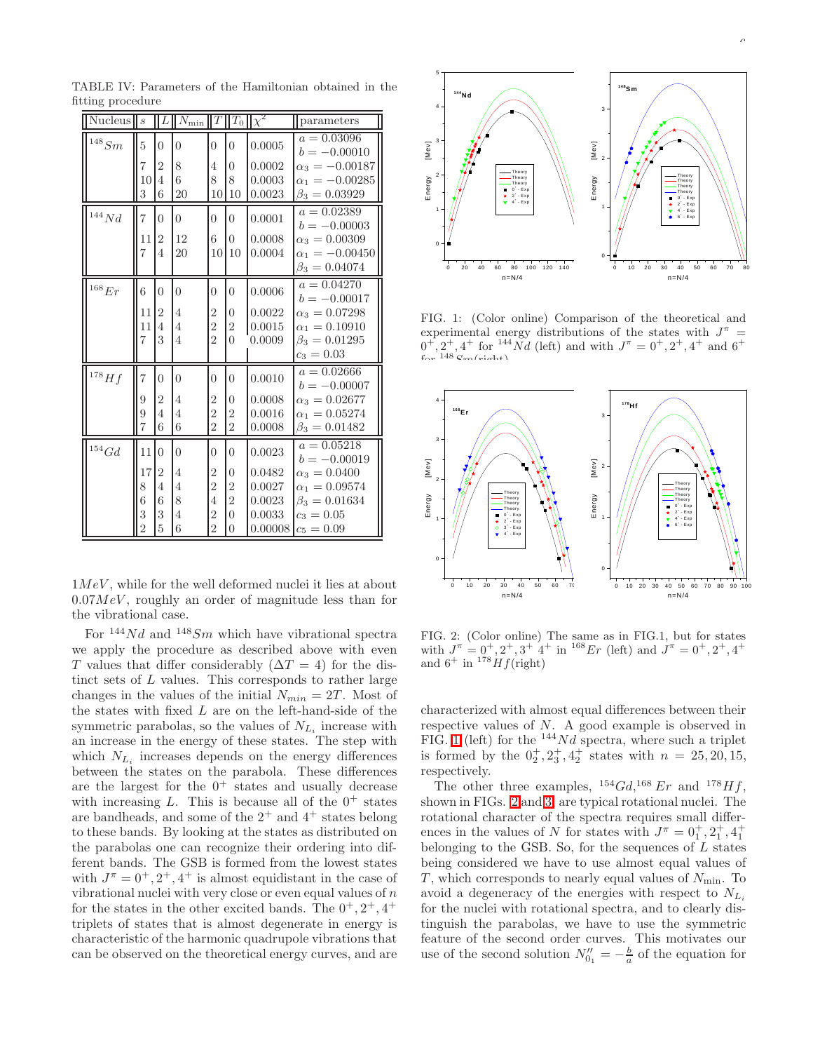TABLE IV: Parameters of the Hamiltonian obtained in the fitting procedure

| Nucleus | $s$ | $L$ | $N_{\min}$ | $T$ | $T_0$ | $\chi^2$ | parameters |
|---|---|---|---|---|---|---|---|
| $^{148}Sm$ | 5 | 0 | 0 | 0 | 0 | 0.0005 | $a = 0.03096$ |
| | | | | | | | $b = -0.00010$ |
| | 7 | 2 | 8 | 4 | 0 | 0.0002 | $\alpha_3 = -0.00187$ |
| | 10 | 4 | 6 | 8 | 8 | 0.0003 | $\alpha_1 = -0.00285$ |
| | 3 | 6 | 20 | 10 | 10 | 0.0023 | $\beta_3 = 0.03929$ |
| $^{144}Nd$ | 7 | 0 | 0 | 0 | 0 | 0.0001 | $a = 0.02389$ |
| | | | | | | | $b = -0.00003$ |
| | 11 | 2 | 12 | 6 | 0 | 0.0008 | $\alpha_3 = 0.00309$ |
| | 7 | 4 | 20 | 10 | 10 | 0.0004 | $\alpha_1 = -0.00450$ |
| | | | | | | | $\beta_3 = 0.04074$ |
| $^{168}Er$ | 6 | 0 | 0 | 0 | 0 | 0.0006 | $a = 0.04270$ |
| | | | | | | | $b = -0.00017$ |
| | 11 | 2 | 4 | 2 | 0 | 0.0022 | $\alpha_3 = 0.07298$ |
| | 11 | 4 | 4 | 2 | 2 | 0.0015 | $\alpha_1 = 0.10910$ |
| | 7 | 3 | 4 | 2 | 0 | 0.0009 | $\beta_3 = 0.01295$ |
| | | | | | | | $c_3 = 0.03$ |
| $^{178}Hf$ | 7 | 0 | 0 | 0 | 0 | 0.0010 | $a = 0.02666$ |
| | | | | | | | $b = -0.00007$ |
| | 9 | 2 | 4 | 2 | 0 | 0.0008 | $\alpha_3 = 0.02677$ |
| | 9 | 4 | 4 | 2 | 2 | 0.0016 | $\alpha_1 = 0.05274$ |
| | 7 | 6 | 6 | 2 | 2 | 0.0008 | $\beta_3 = 0.01482$ |
| $^{154}Gd$ | 11 | 0 | 0 | 0 | 0 | 0.0023 | $a = 0.05218$ |
| | | | | | | | $b = -0.00019$ |
| | 17 | 2 | 4 | 2 | 0 | 0.0482 | $\alpha_3 = 0.0400$ |
| | 8 | 4 | 4 | 2 | 2 | 0.0027 | $\alpha_1 = 0.09574$ |
| | 6 | 6 | 8 | 4 | 2 | 0.0023 | $\beta_3 = 0.01634$ |
| | 3 | 3 | 4 | 2 | 0 | 0.0033 | $c_3 = 0.05$ |
| | 2 | 5 | 6 | 2 | 0 | 0.00008 | $c_5 = 0.09$ |

$1MeV$, while for the well deformed nuclei it lies at about $0.07MeV$, roughly an order of magnitude less than for the vibrational case.

For $^{144}Nd$ and $^{148}Sm$ which have vibrational spectra we apply the procedure as described above with even $T$ values that differ considerably ($\Delta T = 4$) for the distinct sets of $L$ values. This corresponds to rather large changes in the values of the initial $N_{min} = 2T$. Most of the states with fixed $L$ are on the left-hand-side of the symmetric parabolas, so the values of $N_{L_i}$ increase with an increase in the energy of these states. The step with which $N_{L_i}$ increases depends on the energy differences between the states on the parabola. These differences are the largest for the $0^+$ states and usually decrease with increasing $L$. This is because all of the $0^+$ states are bandheads, and some of the $2^+$ and $4^+$ states belong to these bands. By looking at the states as distributed on the parabolas one can recognize their ordering into different bands. The GSB is formed from the lowest states with $J^\pi = 0^+, 2^+, 4^+$ is almost equidistant in the case of vibrational nuclei with very close or even equal values of $n$ for the states in the other excited bands. The $0^+, 2^+, 4^+$ triplets of states that is almost degenerate in energy is characteristic of the harmonic quadrupole vibrations that can be observed on the theoretical energy curves, and are characterized with almost equal differences between their respective values of $N$. A good example is observed in FIG. 1 (left) for the $^{144}Nd$ spectra, where such a triplet is formed by the $0_2^+, 2_3^+, 4_2^+$ states with $n = 25, 20, 15$, respectively.

The other three examples, $^{154}Gd$, $^{168}Er$ and $^{178}Hf$, shown in FIGs. 2 and 3, are typical rotational nuclei. The rotational character of the spectra requires small differences in the values of $N$ for states with $J^\pi = 0_1^+, 2_1^+, 4_1^+$ belonging to the GSB. So, for the sequences of $L$ states being considered we have to use almost equal values of $T$, which corresponds to nearly equal values of $N_{\min}$. To avoid a degeneracy of the energies with respect to $N_{L_i}$ for the nuclei with rotational spectra, and to clearly distinguish the parabolas, we have to use the symmetric feature of the second order curves. This motivates our use of the second solution $N''_{0_1} = -\frac{b}{a}$ of the equation for

FIG. 1: (Color online) Comparison of the theoretical and experimental energy distributions of the states with $J^\pi = 0^+, 2^+, 4^+$ for $^{144}Nd$ (left) and with $J^\pi = 0^+, 2^+, 4^+$ and $6^+$ for $^{148}Sm$(right)

FIG. 2: (Color online) The same as in FIG.1, but for states with $J^\pi = 0^+, 2^+, 3^+$ $4^+$ in $^{168}Er$ (left) and $J^\pi = 0^+, 2^+, 4^+$ and $6^+$ in $^{178}Hf$(right)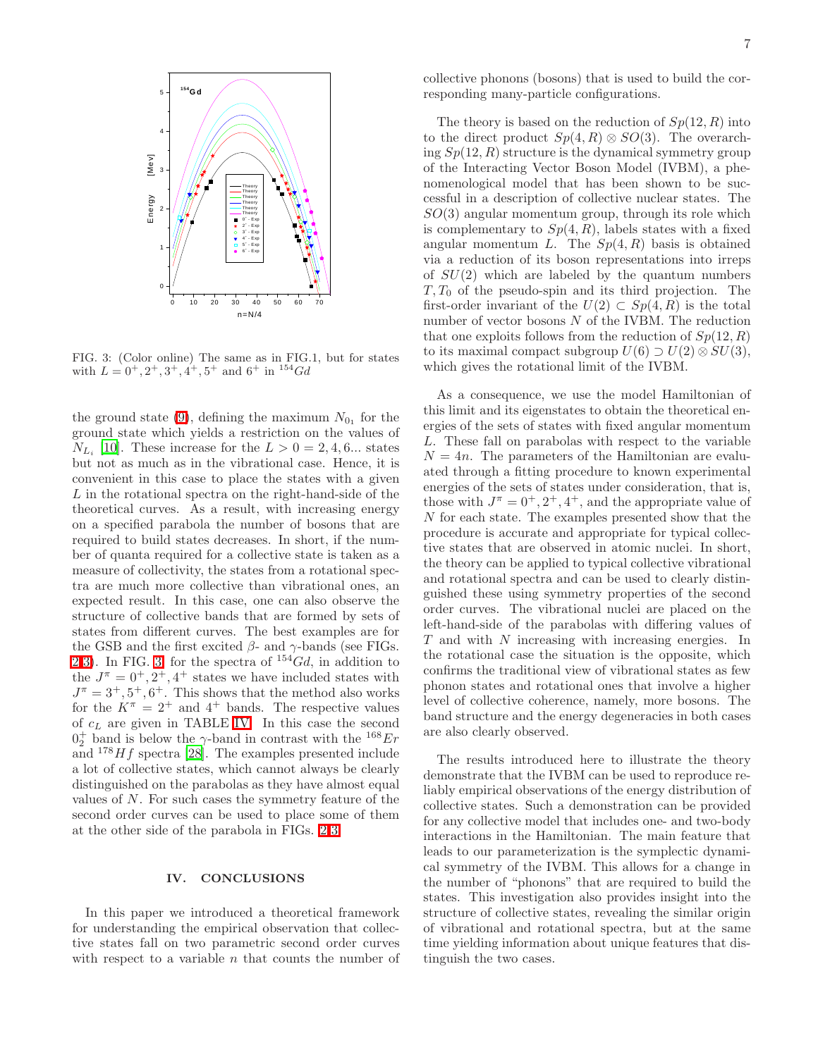154Gd

Energy [Mev]

n=N/4

0 10 20 30 40 50 60 70

0 1 2 3 4 5

Theory
Theory
Theory
Theory
Theory
Theory
0+ - Exp
2+ - Exp
3+ - Exp
4+ - Exp
5+ - Exp
6+ - Exp

FIG. 3: (Color online) The same as in FIG.1, but for states with $L = 0^+, 2^+, 3^+, 4^+, 5^+$ and $6^+$ in $^{154}Gd$

the ground state (9), defining the maximum $N_{0_1}$ for the ground state which yields a restriction on the values of $N_{L_i}$ [10]. These increase for the $L > 0 = 2, 4, 6...$ states but not as much as in the vibrational case. Hence, it is convenient in this case to place the states with a given $L$ in the rotational spectra on the right-hand-side of the theoretical curves. As a result, with increasing energy on a specified parabola the number of bosons that are required to build states decreases. In short, if the number of quanta required for a collective state is taken as a measure of collectivity, the states from a rotational spectra are much more collective than vibrational ones, an expected result. In this case, one can also observe the structure of collective bands that are formed by sets of states from different curves. The best examples are for the GSB and the first excited $\beta$- and $\gamma$-bands (see FIGs. 2,3). In FIG. 3 for the spectra of $^{154}Gd$, in addition to the $J^\pi = 0^+, 2^+, 4^+$ states we have included states with $J^\pi = 3^+, 5^+, 6^+$. This shows that the method also works for the $K^\pi = 2^+$ and $4^+$ bands. The respective values of $c_L$ are given in TABLE IV. In this case the second $0_2^+$ band is below the $\gamma$-band in contrast with the $^{168}Er$ and $^{178}Hf$ spectra [28]. The examples presented include a lot of collective states, which cannot always be clearly distinguished on the parabolas as they have almost equal values of $N$. For such cases the symmetry feature of the second order curves can be used to place some of them at the other side of the parabola in FIGs. 2,3.

## IV. CONCLUSIONS

In this paper we introduced a theoretical framework for understanding the empirical observation that collective states fall on two parametric second order curves with respect to a variable $n$ that counts the number of collective phonons (bosons) that is used to build the corresponding many-particle configurations.

The theory is based on the reduction of $Sp(12, R)$ into to the direct product $Sp(4, R) \otimes SO(3)$. The overarching $Sp(12, R)$ structure is the dynamical symmetry group of the Interacting Vector Boson Model (IVBM), a phenomenological model that has been shown to be successful in a description of collective nuclear states. The $SO(3)$ angular momentum group, through its role which is complementary to $Sp(4, R)$, labels states with a fixed angular momentum $L$. The $Sp(4, R)$ basis is obtained via a reduction of its boson representations into irreps of $SU(2)$ which are labeled by the quantum numbers $T, T_0$ of the pseudo-spin and its third projection. The first-order invariant of the $U(2) \subset Sp(4, R)$ is the total number of vector bosons $N$ of the IVBM. The reduction that one exploits follows from the reduction of $Sp(12, R)$ to its maximal compact subgroup $U(6) \supset U(2) \otimes SU(3)$, which gives the rotational limit of the IVBM.

As a consequence, we use the model Hamiltonian of this limit and its eigenstates to obtain the theoretical energies of the sets of states with fixed angular momentum $L$. These fall on parabolas with respect to the variable $N = 4n$. The parameters of the Hamiltonian are evaluated through a fitting procedure to known experimental energies of the sets of states under consideration, that is, those with $J^\pi = 0^+, 2^+, 4^+$, and the appropriate value of $N$ for each state. The examples presented show that the procedure is accurate and appropriate for typical collective states that are observed in atomic nuclei. In short, the theory can be applied to typical collective vibrational and rotational spectra and can be used to clearly distinguished these using symmetry properties of the second order curves. The vibrational nuclei are placed on the left-hand-side of the parabolas with differing values of $T$ and with $N$ increasing with increasing energies. In the rotational case the situation is the opposite, which confirms the traditional view of vibrational states as few phonon states and rotational ones that involve a higher level of collective coherence, namely, more bosons. The band structure and the energy degeneracies in both cases are also clearly observed.

The results introduced here to illustrate the theory demonstrate that the IVBM can be used to reproduce reliably empirical observations of the energy distribution of collective states. Such a demonstration can be provided for any collective model that includes one- and two-body interactions in the Hamiltonian. The main feature that leads to our parameterization is the symplectic dynamical symmetry of the IVBM. This allows for a change in the number of "phonons" that are required to build the states. This investigation also provides insight into the structure of collective states, revealing the similar origin of vibrational and rotational spectra, but at the same time yielding information about unique features that distinguish the two cases.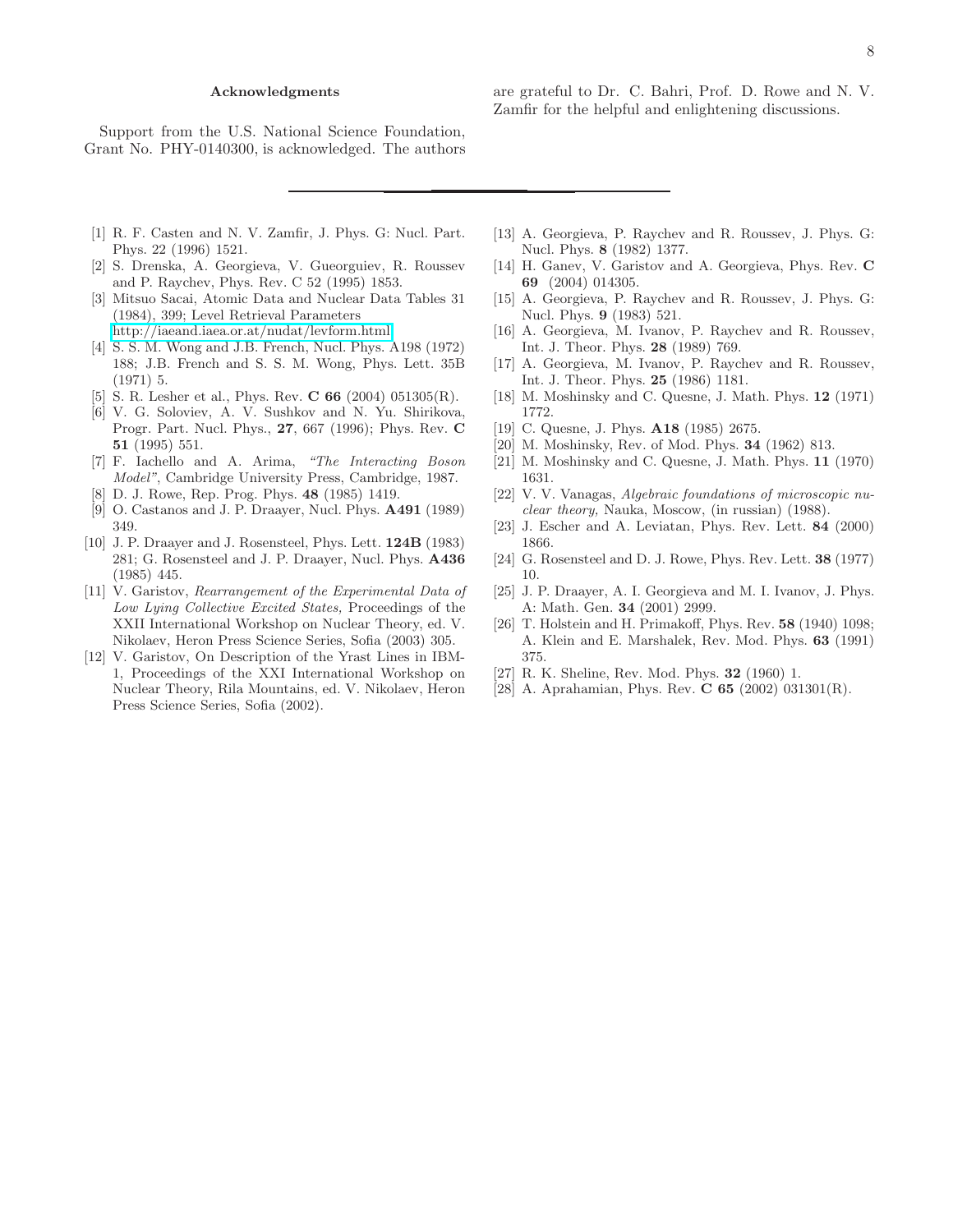### Acknowledgments

Support from the U.S. National Science Foundation, Grant No. PHY-0140300, is acknowledged. The authors are grateful to Dr. C. Bahri, Prof. D. Rowe and N. V. Zamfir for the helpful and enlightening discussions.

---

[1] R. F. Casten and N. V. Zamfir, J. Phys. G: Nucl. Part. Phys. 22 (1996) 1521.

[2] S. Drenska, A. Georgieva, V. Gueorguiev, R. Roussev and P. Raychev, Phys. Rev. C 52 (1995) 1853.

[3] Mitsuo Sacai, Atomic Data and Nuclear Data Tables 31 (1984), 399; Level Retrieval Parameters http://iaeand.iaea.or.at/nudat/levform.html

[4] S. S. M. Wong and J.B. French, Nucl. Phys. A198 (1972) 188; J.B. French and S. S. M. Wong, Phys. Lett. 35B (1971) 5.

[5] S. R. Lesher et al., Phys. Rev. **C 66** (2004) 051305(R).

[6] V. G. Soloviev, A. V. Sushkov and N. Yu. Shirikova, Progr. Part. Nucl. Phys., **27**, 667 (1996); Phys. Rev. **C 51** (1995) 551.

[7] F. Iachello and A. Arima, *"The Interacting Boson Model"*, Cambridge University Press, Cambridge, 1987.

[8] D. J. Rowe, Rep. Prog. Phys. **48** (1985) 1419.

[9] O. Castanos and J. P. Draayer, Nucl. Phys. **A491** (1989) 349.

[10] J. P. Draayer and J. Rosensteel, Phys. Lett. **124B** (1983) 281; G. Rosensteel and J. P. Draayer, Nucl. Phys. **A436** (1985) 445.

[11] V. Garistov, *Rearrangement of the Experimental Data of Low Lying Collective Excited States,* Proceedings of the XXII International Workshop on Nuclear Theory, ed. V. Nikolaev, Heron Press Science Series, Sofia (2003) 305.

[12] V. Garistov, On Description of the Yrast Lines in IBM-1, Proceedings of the XXI International Workshop on Nuclear Theory, Rila Mountains, ed. V. Nikolaev, Heron Press Science Series, Sofia (2002).

[13] A. Georgieva, P. Raychev and R. Roussev, J. Phys. G: Nucl. Phys. **8** (1982) 1377.

[14] H. Ganev, V. Garistov and A. Georgieva, Phys. Rev. **C 69** (2004) 014305.

[15] A. Georgieva, P. Raychev and R. Roussev, J. Phys. G: Nucl. Phys. **9** (1983) 521.

[16] A. Georgieva, M. Ivanov, P. Raychev and R. Roussev, Int. J. Theor. Phys. **28** (1989) 769.

[17] A. Georgieva, M. Ivanov, P. Raychev and R. Roussev, Int. J. Theor. Phys. **25** (1986) 1181.

[18] M. Moshinsky and C. Quesne, J. Math. Phys. **12** (1971) 1772.

[19] C. Quesne, J. Phys. **A18** (1985) 2675.

[20] M. Moshinsky, Rev. of Mod. Phys. **34** (1962) 813.

[21] M. Moshinsky and C. Quesne, J. Math. Phys. **11** (1970) 1631.

[22] V. V. Vanagas, *Algebraic foundations of microscopic nuclear theory,* Nauka, Moscow, (in russian) (1988).

[23] J. Escher and A. Leviatan, Phys. Rev. Lett. **84** (2000) 1866.

[24] G. Rosensteel and D. J. Rowe, Phys. Rev. Lett. **38** (1977) 10.

[25] J. P. Draayer, A. I. Georgieva and M. I. Ivanov, J. Phys. A: Math. Gen. **34** (2001) 2999.

[26] T. Holstein and H. Primakoff, Phys. Rev. **58** (1940) 1098; A. Klein and E. Marshalek, Rev. Mod. Phys. **63** (1991) 375.

[27] R. K. Sheline, Rev. Mod. Phys. **32** (1960) 1.

[28] A. Aprahamian, Phys. Rev. **C 65** (2002) 031301(R).